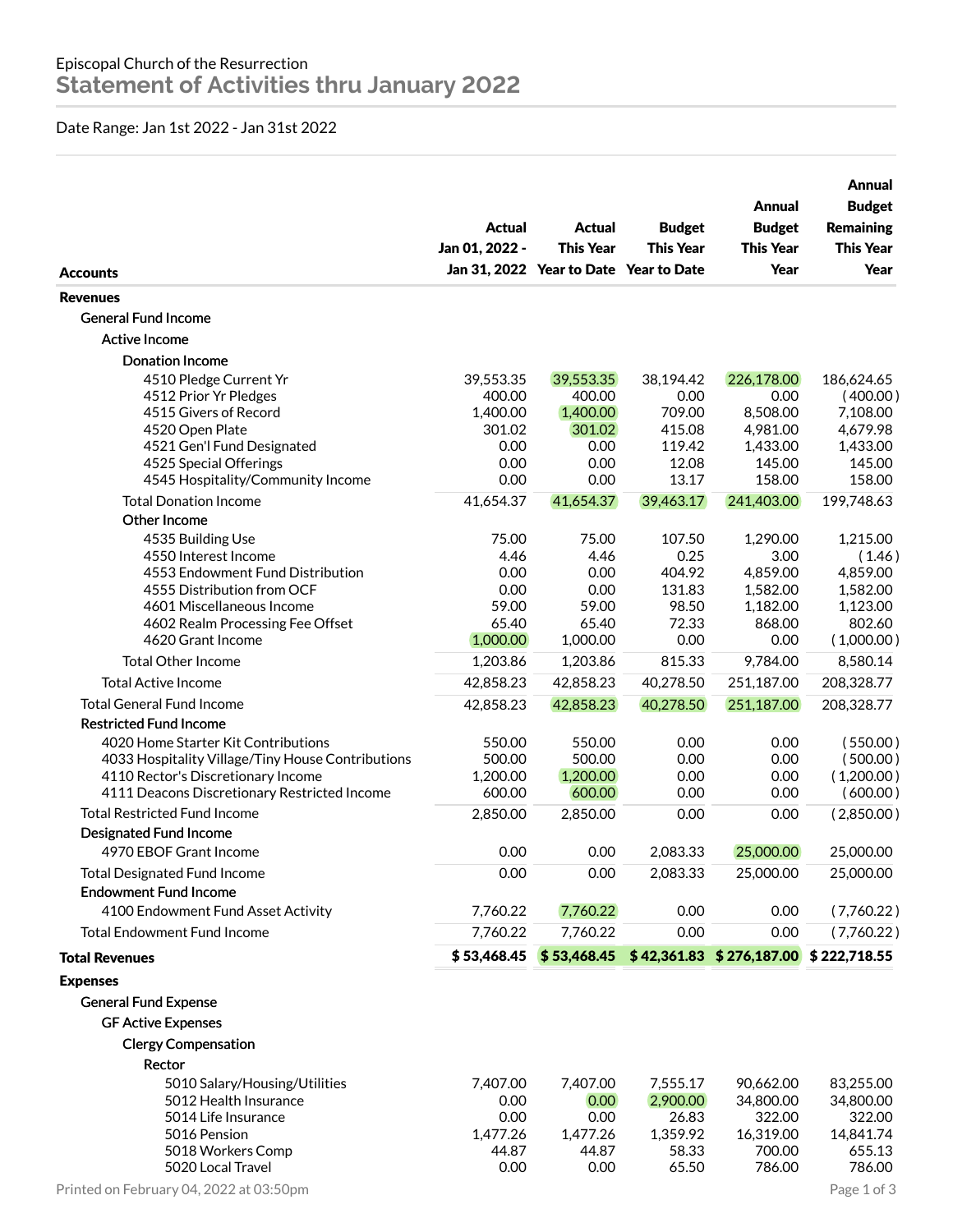Episcopal Church of the Resurrection

# Statement of Activities thru January 2022

Date Range: Jan 1st 2022 - Jan 31st 2022

| Accounts | Actual Jan 01, 2022 - Jan 31, 2022 | Actual This Year Year to Date | Budget This Year Year to Date | Annual Budget This Year Year | Annual Budget Remaining This Year Year |
|---|---|---|---|---|---|
| **Revenues** | | | | | |
| General Fund Income | | | | | |
| Active Income | | | | | |
| Donation Income | | | | | |
| 4510 Pledge Current Yr | 39,553.35 | 39,553.35 | 38,194.42 | 226,178.00 | 186,624.65 |
| 4512 Prior Yr Pledges | 400.00 | 400.00 | 0.00 | 0.00 | ( 400.00 ) |
| 4515 Givers of Record | 1,400.00 | 1,400.00 | 709.00 | 8,508.00 | 7,108.00 |
| 4520 Open Plate | 301.02 | 301.02 | 415.08 | 4,981.00 | 4,679.98 |
| 4521 Gen'l Fund Designated | 0.00 | 0.00 | 119.42 | 1,433.00 | 1,433.00 |
| 4525 Special Offerings | 0.00 | 0.00 | 12.08 | 145.00 | 145.00 |
| 4545 Hospitality/Community Income | 0.00 | 0.00 | 13.17 | 158.00 | 158.00 |
| Total Donation Income | 41,654.37 | 41,654.37 | 39,463.17 | 241,403.00 | 199,748.63 |
| Other Income | | | | | |
| 4535 Building Use | 75.00 | 75.00 | 107.50 | 1,290.00 | 1,215.00 |
| 4550 Interest Income | 4.46 | 4.46 | 0.25 | 3.00 | ( 1.46 ) |
| 4553 Endowment Fund Distribution | 0.00 | 0.00 | 404.92 | 4,859.00 | 4,859.00 |
| 4555 Distribution from OCF | 0.00 | 0.00 | 131.83 | 1,582.00 | 1,582.00 |
| 4601 Miscellaneous Income | 59.00 | 59.00 | 98.50 | 1,182.00 | 1,123.00 |
| 4602 Realm Processing Fee Offset | 65.40 | 65.40 | 72.33 | 868.00 | 802.60 |
| 4620 Grant Income | 1,000.00 | 1,000.00 | 0.00 | 0.00 | ( 1,000.00 ) |
| Total Other Income | 1,203.86 | 1,203.86 | 815.33 | 9,784.00 | 8,580.14 |
| Total Active Income | 42,858.23 | 42,858.23 | 40,278.50 | 251,187.00 | 208,328.77 |
| Total General Fund Income | 42,858.23 | 42,858.23 | 40,278.50 | 251,187.00 | 208,328.77 |
| Restricted Fund Income | | | | | |
| 4020 Home Starter Kit Contributions | 550.00 | 550.00 | 0.00 | 0.00 | ( 550.00 ) |
| 4033 Hospitality Village/Tiny House Contributions | 500.00 | 500.00 | 0.00 | 0.00 | ( 500.00 ) |
| 4110 Rector's Discretionary Income | 1,200.00 | 1,200.00 | 0.00 | 0.00 | ( 1,200.00 ) |
| 4111 Deacons Discretionary Restricted Income | 600.00 | 600.00 | 0.00 | 0.00 | ( 600.00 ) |
| Total Restricted Fund Income | 2,850.00 | 2,850.00 | 0.00 | 0.00 | ( 2,850.00 ) |
| Designated Fund Income | | | | | |
| 4970 EBOF Grant Income | 0.00 | 0.00 | 2,083.33 | 25,000.00 | 25,000.00 |
| Total Designated Fund Income | 0.00 | 0.00 | 2,083.33 | 25,000.00 | 25,000.00 |
| Endowment Fund Income | | | | | |
| 4100 Endowment Fund Asset Activity | 7,760.22 | 7,760.22 | 0.00 | 0.00 | ( 7,760.22 ) |
| Total Endowment Fund Income | 7,760.22 | 7,760.22 | 0.00 | 0.00 | ( 7,760.22 ) |
| **Total Revenues** | **$ 53,468.45** | **$ 53,468.45** | **$ 42,361.83** | **$ 276,187.00** | **$ 222,718.55** |
| **Expenses** | | | | | |
| General Fund Expense | | | | | |
| GF Active Expenses | | | | | |
| Clergy Compensation | | | | | |
| Rector | | | | | |
| 5010 Salary/Housing/Utilities | 7,407.00 | 7,407.00 | 7,555.17 | 90,662.00 | 83,255.00 |
| 5012 Health Insurance | 0.00 | 0.00 | 2,900.00 | 34,800.00 | 34,800.00 |
| 5014 Life Insurance | 0.00 | 0.00 | 26.83 | 322.00 | 322.00 |
| 5016 Pension | 1,477.26 | 1,477.26 | 1,359.92 | 16,319.00 | 14,841.74 |
| 5018 Workers Comp | 44.87 | 44.87 | 58.33 | 700.00 | 655.13 |
| 5020 Local Travel | 0.00 | 0.00 | 65.50 | 786.00 | 786.00 |

Printed on February 04, 2022 at 03:50pm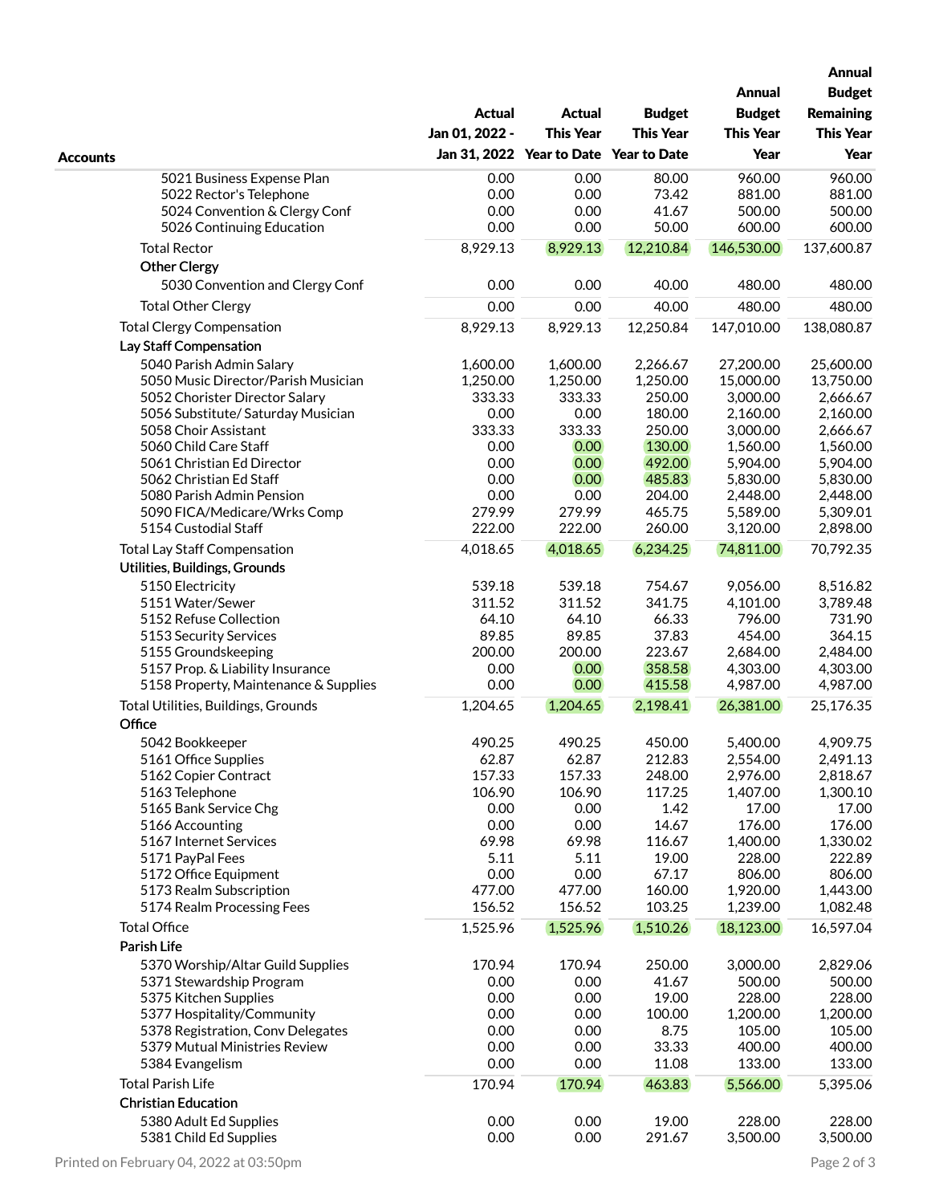| Accounts | Actual Jan 01, 2022 - Jan 31, 2022 | Actual This Year Year to Date | Budget This Year Year to Date | Annual Budget This Year Year | Annual Budget Remaining This Year Year |
|---|---|---|---|---|---|
| 5021 Business Expense Plan | 0.00 | 0.00 | 80.00 | 960.00 | 960.00 |
| 5022 Rector's Telephone | 0.00 | 0.00 | 73.42 | 881.00 | 881.00 |
| 5024 Convention & Clergy Conf | 0.00 | 0.00 | 41.67 | 500.00 | 500.00 |
| 5026 Continuing Education | 0.00 | 0.00 | 50.00 | 600.00 | 600.00 |
| Total Rector | 8,929.13 | 8,929.13 | 12,210.84 | 146,530.00 | 137,600.87 |
| **Other Clergy** | | | | | |
| 5030 Convention and Clergy Conf | 0.00 | 0.00 | 40.00 | 480.00 | 480.00 |
| Total Other Clergy | 0.00 | 0.00 | 40.00 | 480.00 | 480.00 |
| Total Clergy Compensation | 8,929.13 | 8,929.13 | 12,250.84 | 147,010.00 | 138,080.87 |
| **Lay Staff Compensation** | | | | | |
| 5040 Parish Admin Salary | 1,600.00 | 1,600.00 | 2,266.67 | 27,200.00 | 25,600.00 |
| 5050 Music Director/Parish Musician | 1,250.00 | 1,250.00 | 1,250.00 | 15,000.00 | 13,750.00 |
| 5052 Chorister Director Salary | 333.33 | 333.33 | 250.00 | 3,000.00 | 2,666.67 |
| 5056 Substitute/ Saturday Musician | 0.00 | 0.00 | 180.00 | 2,160.00 | 2,160.00 |
| 5058 Choir Assistant | 333.33 | 333.33 | 250.00 | 3,000.00 | 2,666.67 |
| 5060 Child Care Staff | 0.00 | 0.00 | 130.00 | 1,560.00 | 1,560.00 |
| 5061 Christian Ed Director | 0.00 | 0.00 | 492.00 | 5,904.00 | 5,904.00 |
| 5062 Christian Ed Staff | 0.00 | 0.00 | 485.83 | 5,830.00 | 5,830.00 |
| 5080 Parish Admin Pension | 0.00 | 0.00 | 204.00 | 2,448.00 | 2,448.00 |
| 5090 FICA/Medicare/Wrks Comp | 279.99 | 279.99 | 465.75 | 5,589.00 | 5,309.01 |
| 5154 Custodial Staff | 222.00 | 222.00 | 260.00 | 3,120.00 | 2,898.00 |
| Total Lay Staff Compensation | 4,018.65 | 4,018.65 | 6,234.25 | 74,811.00 | 70,792.35 |
| **Utilities, Buildings, Grounds** | | | | | |
| 5150 Electricity | 539.18 | 539.18 | 754.67 | 9,056.00 | 8,516.82 |
| 5151 Water/Sewer | 311.52 | 311.52 | 341.75 | 4,101.00 | 3,789.48 |
| 5152 Refuse Collection | 64.10 | 64.10 | 66.33 | 796.00 | 731.90 |
| 5153 Security Services | 89.85 | 89.85 | 37.83 | 454.00 | 364.15 |
| 5155 Groundskeeping | 200.00 | 200.00 | 223.67 | 2,684.00 | 2,484.00 |
| 5157 Prop. & Liability Insurance | 0.00 | 0.00 | 358.58 | 4,303.00 | 4,303.00 |
| 5158 Property, Maintenance & Supplies | 0.00 | 0.00 | 415.58 | 4,987.00 | 4,987.00 |
| Total Utilities, Buildings, Grounds | 1,204.65 | 1,204.65 | 2,198.41 | 26,381.00 | 25,176.35 |
| **Office** | | | | | |
| 5042 Bookkeeper | 490.25 | 490.25 | 450.00 | 5,400.00 | 4,909.75 |
| 5161 Office Supplies | 62.87 | 62.87 | 212.83 | 2,554.00 | 2,491.13 |
| 5162 Copier Contract | 157.33 | 157.33 | 248.00 | 2,976.00 | 2,818.67 |
| 5163 Telephone | 106.90 | 106.90 | 117.25 | 1,407.00 | 1,300.10 |
| 5165 Bank Service Chg | 0.00 | 0.00 | 1.42 | 17.00 | 17.00 |
| 5166 Accounting | 0.00 | 0.00 | 14.67 | 176.00 | 176.00 |
| 5167 Internet Services | 69.98 | 69.98 | 116.67 | 1,400.00 | 1,330.02 |
| 5171 PayPal Fees | 5.11 | 5.11 | 19.00 | 228.00 | 222.89 |
| 5172 Office Equipment | 0.00 | 0.00 | 67.17 | 806.00 | 806.00 |
| 5173 Realm Subscription | 477.00 | 477.00 | 160.00 | 1,920.00 | 1,443.00 |
| 5174 Realm Processing Fees | 156.52 | 156.52 | 103.25 | 1,239.00 | 1,082.48 |
| Total Office | 1,525.96 | 1,525.96 | 1,510.26 | 18,123.00 | 16,597.04 |
| **Parish Life** | | | | | |
| 5370 Worship/Altar Guild Supplies | 170.94 | 170.94 | 250.00 | 3,000.00 | 2,829.06 |
| 5371 Stewardship Program | 0.00 | 0.00 | 41.67 | 500.00 | 500.00 |
| 5375 Kitchen Supplies | 0.00 | 0.00 | 19.00 | 228.00 | 228.00 |
| 5377 Hospitality/Community | 0.00 | 0.00 | 100.00 | 1,200.00 | 1,200.00 |
| 5378 Registration, Conv Delegates | 0.00 | 0.00 | 8.75 | 105.00 | 105.00 |
| 5379 Mutual Ministries Review | 0.00 | 0.00 | 33.33 | 400.00 | 400.00 |
| 5384 Evangelism | 0.00 | 0.00 | 11.08 | 133.00 | 133.00 |
| Total Parish Life | 170.94 | 170.94 | 463.83 | 5,566.00 | 5,395.06 |
| **Christian Education** | | | | | |
| 5380 Adult Ed Supplies | 0.00 | 0.00 | 19.00 | 228.00 | 228.00 |
| 5381 Child Ed Supplies | 0.00 | 0.00 | 291.67 | 3,500.00 | 3,500.00 |

Printed on February 04, 2022 at 03:50pm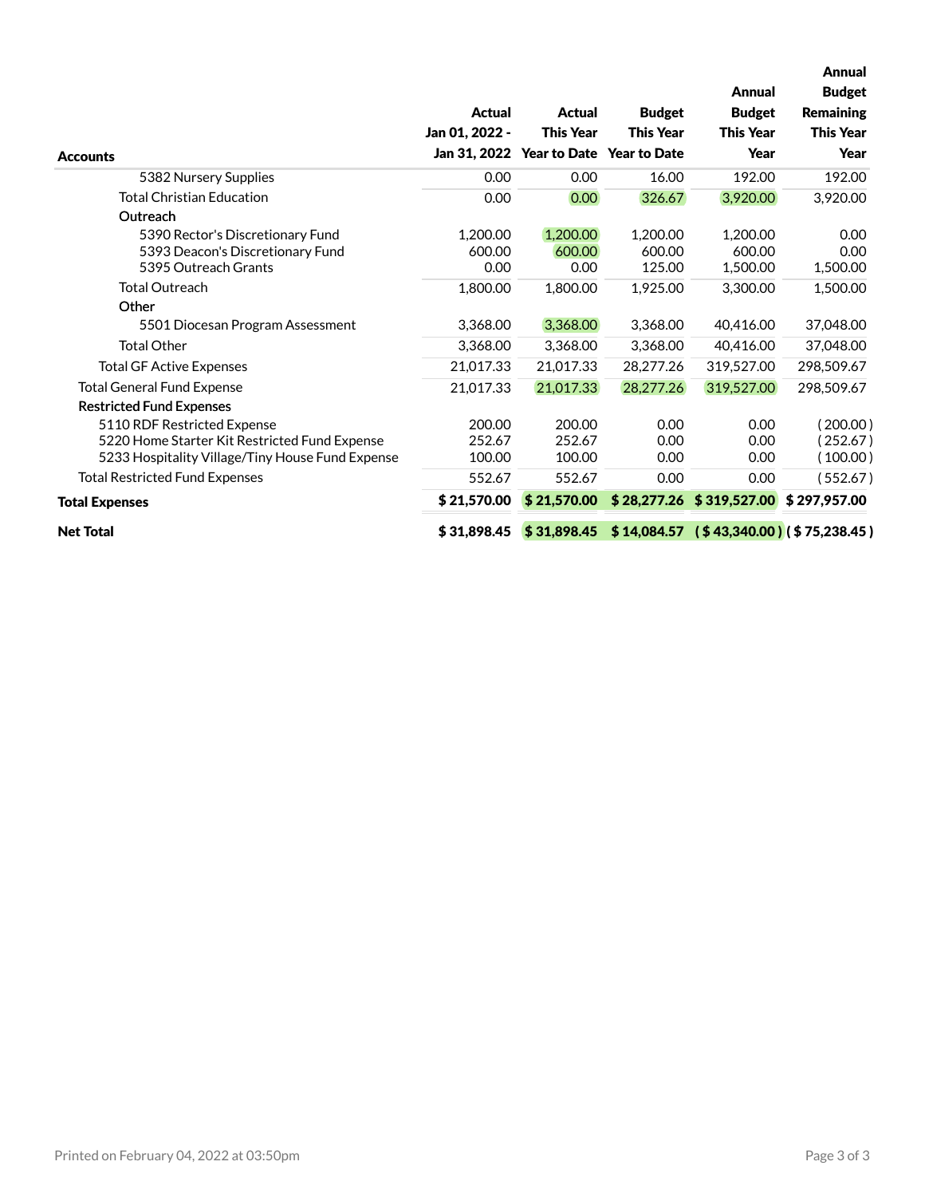| Accounts | Actual Jan 01, 2022 - Jan 31, 2022 | Actual This Year Year to Date | Budget This Year Year to Date | Annual Budget This Year Year | Annual Budget Remaining This Year Year |
|---|---|---|---|---|---|
| 5382 Nursery Supplies | 0.00 | 0.00 | 16.00 | 192.00 | 192.00 |
| Total Christian Education | 0.00 | 0.00 | 326.67 | 3,920.00 | 3,920.00 |
| Outreach | | | | | |
| 5390 Rector's Discretionary Fund | 1,200.00 | 1,200.00 | 1,200.00 | 1,200.00 | 0.00 |
| 5393 Deacon's Discretionary Fund | 600.00 | 600.00 | 600.00 | 600.00 | 0.00 |
| 5395 Outreach Grants | 0.00 | 0.00 | 125.00 | 1,500.00 | 1,500.00 |
| Total Outreach | 1,800.00 | 1,800.00 | 1,925.00 | 3,300.00 | 1,500.00 |
| Other | | | | | |
| 5501 Diocesan Program Assessment | 3,368.00 | 3,368.00 | 3,368.00 | 40,416.00 | 37,048.00 |
| Total Other | 3,368.00 | 3,368.00 | 3,368.00 | 40,416.00 | 37,048.00 |
| Total GF Active Expenses | 21,017.33 | 21,017.33 | 28,277.26 | 319,527.00 | 298,509.67 |
| Total General Fund Expense | 21,017.33 | 21,017.33 | 28,277.26 | 319,527.00 | 298,509.67 |
| Restricted Fund Expenses | | | | | |
| 5110 RDF Restricted Expense | 200.00 | 200.00 | 0.00 | 0.00 | ( 200.00 ) |
| 5220 Home Starter Kit Restricted Fund Expense | 252.67 | 252.67 | 0.00 | 0.00 | ( 252.67 ) |
| 5233 Hospitality Village/Tiny House Fund Expense | 100.00 | 100.00 | 0.00 | 0.00 | ( 100.00 ) |
| Total Restricted Fund Expenses | 552.67 | 552.67 | 0.00 | 0.00 | ( 552.67 ) |
| **Total Expenses** | **$ 21,570.00** | **$ 21,570.00** | **$ 28,277.26** | **$ 319,527.00** | **$ 297,957.00** |
| **Net Total** | **$ 31,898.45** | **$ 31,898.45** | **$ 14,084.57** | **( $ 43,340.00 )** | **( $ 75,238.45 )** |

Printed on February 04, 2022 at 03:50pm